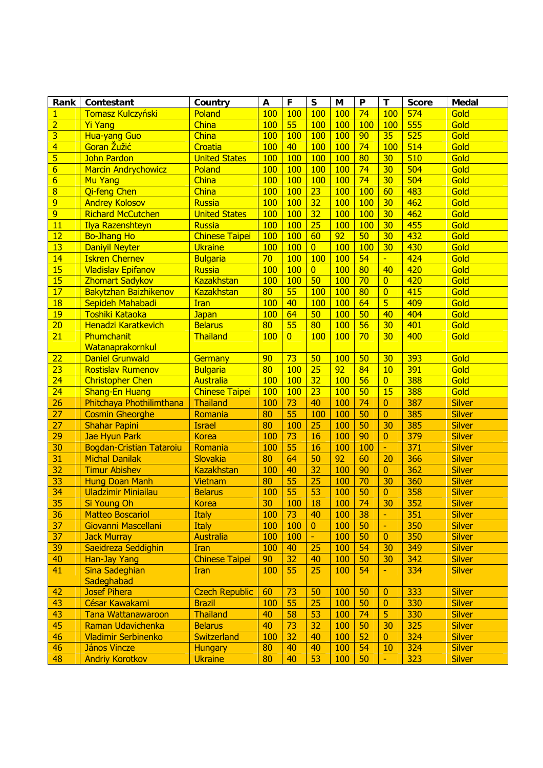| Rank | Contestant | Country | A | F | S | M | P | T | Score | Medal |
|---|---|---|---|---|---|---|---|---|---|---|
| 1 | Tomasz Kulczyński | Poland | 100 | 100 | 100 | 100 | 74 | 100 | 574 | Gold |
| 2 | Yi Yang | China | 100 | 55 | 100 | 100 | 100 | 100 | 555 | Gold |
| 3 | Hua-yang Guo | China | 100 | 100 | 100 | 100 | 90 | 35 | 525 | Gold |
| 4 | Goran Žužić | Croatia | 100 | 40 | 100 | 100 | 74 | 100 | 514 | Gold |
| 5 | John Pardon | United States | 100 | 100 | 100 | 100 | 80 | 30 | 510 | Gold |
| 6 | Marcin Andrychowicz | Poland | 100 | 100 | 100 | 100 | 74 | 30 | 504 | Gold |
| 6 | Mu Yang | China | 100 | 100 | 100 | 100 | 74 | 30 | 504 | Gold |
| 8 | Qi-feng Chen | China | 100 | 100 | 23 | 100 | 100 | 60 | 483 | Gold |
| 9 | Andrey Kolosov | Russia | 100 | 100 | 32 | 100 | 100 | 30 | 462 | Gold |
| 9 | Richard McCutchen | United States | 100 | 100 | 32 | 100 | 100 | 30 | 462 | Gold |
| 11 | Ilya Razenshteyn | Russia | 100 | 100 | 25 | 100 | 100 | 30 | 455 | Gold |
| 12 | Bo-Jhang Ho | Chinese Taipei | 100 | 100 | 60 | 92 | 50 | 30 | 432 | Gold |
| 13 | Daniyil Neyter | Ukraine | 100 | 100 | 0 | 100 | 100 | 30 | 430 | Gold |
| 14 | Iskren Chernev | Bulgaria | 70 | 100 | 100 | 100 | 54 | - | 424 | Gold |
| 15 | Vladislav Epifanov | Russia | 100 | 100 | 0 | 100 | 80 | 40 | 420 | Gold |
| 15 | Zhomart Sadykov | Kazakhstan | 100 | 100 | 50 | 100 | 70 | 0 | 420 | Gold |
| 17 | Bakytzhan Baizhikenov | Kazakhstan | 80 | 55 | 100 | 100 | 80 | 0 | 415 | Gold |
| 18 | Sepideh Mahabadi | Iran | 100 | 40 | 100 | 100 | 64 | 5 | 409 | Gold |
| 19 | Toshiki Kataoka | Japan | 100 | 64 | 50 | 100 | 50 | 40 | 404 | Gold |
| 20 | Henadzi Karatkevich | Belarus | 80 | 55 | 80 | 100 | 56 | 30 | 401 | Gold |
| 21 | Phumchanit Watanaprakornkul | Thailand | 100 | 0 | 100 | 100 | 70 | 30 | 400 | Gold |
| 22 | Daniel Grunwald | Germany | 90 | 73 | 50 | 100 | 50 | 30 | 393 | Gold |
| 23 | Rostislav Rumenov | Bulgaria | 80 | 100 | 25 | 92 | 84 | 10 | 391 | Gold |
| 24 | Christopher Chen | Australia | 100 | 100 | 32 | 100 | 56 | 0 | 388 | Gold |
| 24 | Shang-En Huang | Chinese Taipei | 100 | 100 | 23 | 100 | 50 | 15 | 388 | Gold |
| 26 | Phitchaya Phothilimthana | Thailand | 100 | 73 | 40 | 100 | 74 | 0 | 387 | Silver |
| 27 | Cosmin Gheorghe | Romania | 80 | 55 | 100 | 100 | 50 | 0 | 385 | Silver |
| 27 | Shahar Papini | Israel | 80 | 100 | 25 | 100 | 50 | 30 | 385 | Silver |
| 29 | Jae Hyun Park | Korea | 100 | 73 | 16 | 100 | 90 | 0 | 379 | Silver |
| 30 | Bogdan-Cristian Tataroiu | Romania | 100 | 55 | 16 | 100 | 100 | - | 371 | Silver |
| 31 | Michal Danilak | Slovakia | 80 | 64 | 50 | 92 | 60 | 20 | 366 | Silver |
| 32 | Timur Abishev | Kazakhstan | 100 | 40 | 32 | 100 | 90 | 0 | 362 | Silver |
| 33 | Hung Doan Manh | Vietnam | 80 | 55 | 25 | 100 | 70 | 30 | 360 | Silver |
| 34 | Uladzimir Miniailau | Belarus | 100 | 55 | 53 | 100 | 50 | 0 | 358 | Silver |
| 35 | Si Young Oh | Korea | 30 | 100 | 18 | 100 | 74 | 30 | 352 | Silver |
| 36 | Matteo Boscariol | Italy | 100 | 73 | 40 | 100 | 38 | - | 351 | Silver |
| 37 | Giovanni Mascellani | Italy | 100 | 100 | 0 | 100 | 50 | - | 350 | Silver |
| 37 | Jack Murray | Australia | 100 | 100 | - | 100 | 50 | 0 | 350 | Silver |
| 39 | Saeidreza Seddighin | Iran | 100 | 40 | 25 | 100 | 54 | 30 | 349 | Silver |
| 40 | Han-Jay Yang | Chinese Taipei | 90 | 32 | 40 | 100 | 50 | 30 | 342 | Silver |
| 41 | Sina Sadeghian Sadeghabad | Iran | 100 | 55 | 25 | 100 | 54 | - | 334 | Silver |
| 42 | Josef Pihera | Czech Republic | 60 | 73 | 50 | 100 | 50 | 0 | 333 | Silver |
| 43 | César Kawakami | Brazil | 100 | 55 | 25 | 100 | 50 | 0 | 330 | Silver |
| 43 | Tana Wattanawaroon | Thailand | 40 | 58 | 53 | 100 | 74 | 5 | 330 | Silver |
| 45 | Raman Udavichenka | Belarus | 40 | 73 | 32 | 100 | 50 | 30 | 325 | Silver |
| 46 | Vladimir Serbinenko | Switzerland | 100 | 32 | 40 | 100 | 52 | 0 | 324 | Silver |
| 46 | János Vincze | Hungary | 80 | 40 | 40 | 100 | 54 | 10 | 324 | Silver |
| 48 | Andriy Korotkov | Ukraine | 80 | 40 | 53 | 100 | 50 | - | 323 | Silver |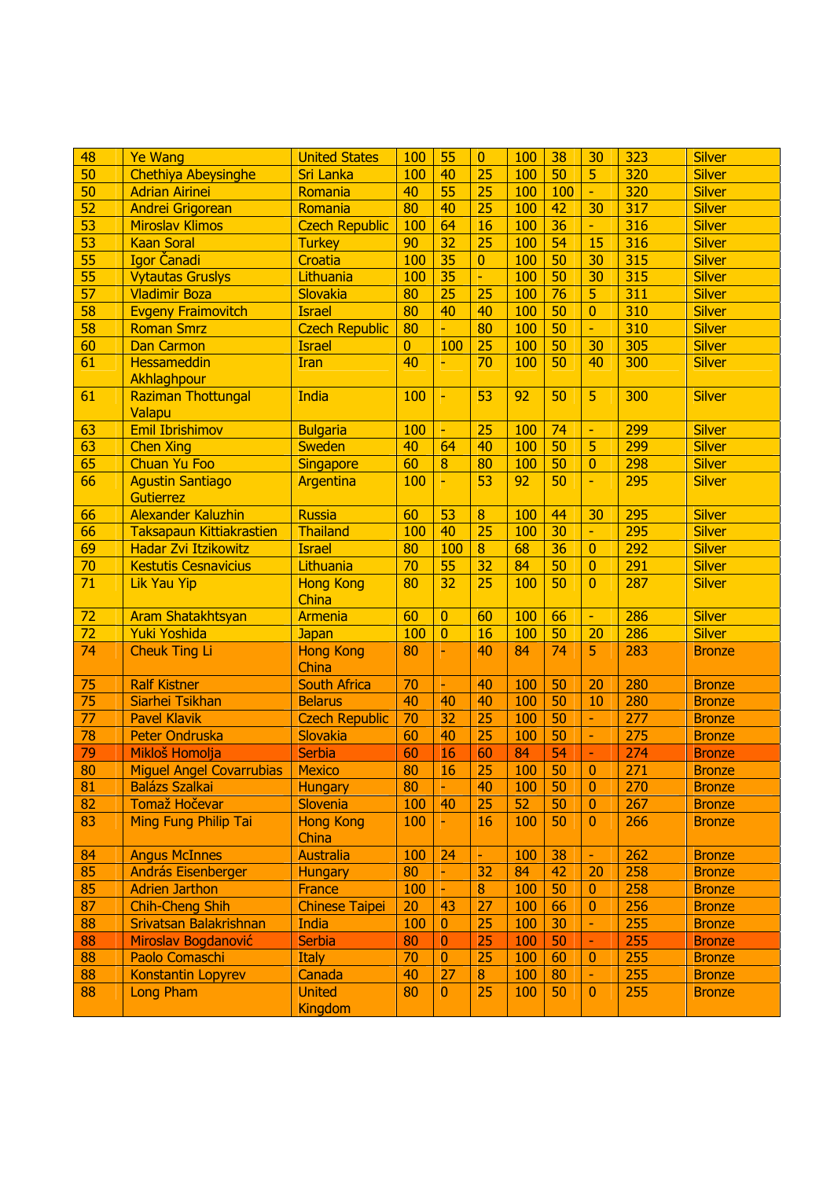| | | | | | | | | | | |
|---|---|---|---|---|---|---|---|---|---|---|
| 48 | Ye Wang | United States | 100 | 55 | 0 | 100 | 38 | 30 | 323 | Silver |
| 50 | Chethiya Abeysinghe | Sri Lanka | 100 | 40 | 25 | 100 | 50 | 5 | 320 | Silver |
| 50 | Adrian Airinei | Romania | 40 | 55 | 25 | 100 | 100 | - | 320 | Silver |
| 52 | Andrei Grigorean | Romania | 80 | 40 | 25 | 100 | 42 | 30 | 317 | Silver |
| 53 | Miroslav Klimos | Czech Republic | 100 | 64 | 16 | 100 | 36 | - | 316 | Silver |
| 53 | Kaan Soral | Turkey | 90 | 32 | 25 | 100 | 54 | 15 | 316 | Silver |
| 55 | Igor Čanadi | Croatia | 100 | 35 | 0 | 100 | 50 | 30 | 315 | Silver |
| 55 | Vytautas Gruslys | Lithuania | 100 | 35 | - | 100 | 50 | 30 | 315 | Silver |
| 57 | Vladimir Boza | Slovakia | 80 | 25 | 25 | 100 | 76 | 5 | 311 | Silver |
| 58 | Evgeny Fraimovitch | Israel | 80 | 40 | 40 | 100 | 50 | 0 | 310 | Silver |
| 58 | Roman Smrz | Czech Republic | 80 | - | 80 | 100 | 50 | - | 310 | Silver |
| 60 | Dan Carmon | Israel | 0 | 100 | 25 | 100 | 50 | 30 | 305 | Silver |
| 61 | Hessameddin Akhlaghpour | Iran | 40 | - | 70 | 100 | 50 | 40 | 300 | Silver |
| 61 | Raziman Thottungal Valapu | India | 100 | - | 53 | 92 | 50 | 5 | 300 | Silver |
| 63 | Emil Ibrishimov | Bulgaria | 100 | - | 25 | 100 | 74 | - | 299 | Silver |
| 63 | Chen Xing | Sweden | 40 | 64 | 40 | 100 | 50 | 5 | 299 | Silver |
| 65 | Chuan Yu Foo | Singapore | 60 | 8 | 80 | 100 | 50 | 0 | 298 | Silver |
| 66 | Agustin Santiago Gutierrez | Argentina | 100 | - | 53 | 92 | 50 | - | 295 | Silver |
| 66 | Alexander Kaluzhin | Russia | 60 | 53 | 8 | 100 | 44 | 30 | 295 | Silver |
| 66 | Taksapaun Kittiakrastien | Thailand | 100 | 40 | 25 | 100 | 30 | - | 295 | Silver |
| 69 | Hadar Zvi Itzikowitz | Israel | 80 | 100 | 8 | 68 | 36 | 0 | 292 | Silver |
| 70 | Kestutis Cesnavicius | Lithuania | 70 | 55 | 32 | 84 | 50 | 0 | 291 | Silver |
| 71 | Lik Yau Yip | Hong Kong China | 80 | 32 | 25 | 100 | 50 | 0 | 287 | Silver |
| 72 | Aram Shatakhtsyan | Armenia | 60 | 0 | 60 | 100 | 66 | - | 286 | Silver |
| 72 | Yuki Yoshida | Japan | 100 | 0 | 16 | 100 | 50 | 20 | 286 | Silver |
| 74 | Cheuk Ting Li | Hong Kong China | 80 | - | 40 | 84 | 74 | 5 | 283 | Bronze |
| 75 | Ralf Kistner | South Africa | 70 | - | 40 | 100 | 50 | 20 | 280 | Bronze |
| 75 | Siarhei Tsikhan | Belarus | 40 | 40 | 40 | 100 | 50 | 10 | 280 | Bronze |
| 77 | Pavel Klavik | Czech Republic | 70 | 32 | 25 | 100 | 50 | - | 277 | Bronze |
| 78 | Peter Ondruska | Slovakia | 60 | 40 | 25 | 100 | 50 | - | 275 | Bronze |
| 79 | Mikloš Homolja | Serbia | 60 | 16 | 60 | 84 | 54 | - | 274 | Bronze |
| 80 | Miguel Angel Covarrubias | Mexico | 80 | 16 | 25 | 100 | 50 | 0 | 271 | Bronze |
| 81 | Balázs Szalkai | Hungary | 80 | - | 40 | 100 | 50 | 0 | 270 | Bronze |
| 82 | Tomaž Hočevar | Slovenia | 100 | 40 | 25 | 52 | 50 | 0 | 267 | Bronze |
| 83 | Ming Fung Philip Tai | Hong Kong China | 100 | - | 16 | 100 | 50 | 0 | 266 | Bronze |
| 84 | Angus McInnes | Australia | 100 | 24 | - | 100 | 38 | - | 262 | Bronze |
| 85 | András Eisenberger | Hungary | 80 | - | 32 | 84 | 42 | 20 | 258 | Bronze |
| 85 | Adrien Jarthon | France | 100 | - | 8 | 100 | 50 | 0 | 258 | Bronze |
| 87 | Chih-Cheng Shih | Chinese Taipei | 20 | 43 | 27 | 100 | 66 | 0 | 256 | Bronze |
| 88 | Srivatsan Balakrishnan | India | 100 | 0 | 25 | 100 | 30 | - | 255 | Bronze |
| 88 | Miroslav Bogdanović | Serbia | 80 | 0 | 25 | 100 | 50 | - | 255 | Bronze |
| 88 | Paolo Comaschi | Italy | 70 | 0 | 25 | 100 | 60 | 0 | 255 | Bronze |
| 88 | Konstantin Lopyrev | Canada | 40 | 27 | 8 | 100 | 80 | - | 255 | Bronze |
| 88 | Long Pham | United Kingdom | 80 | 0 | 25 | 100 | 50 | 0 | 255 | Bronze |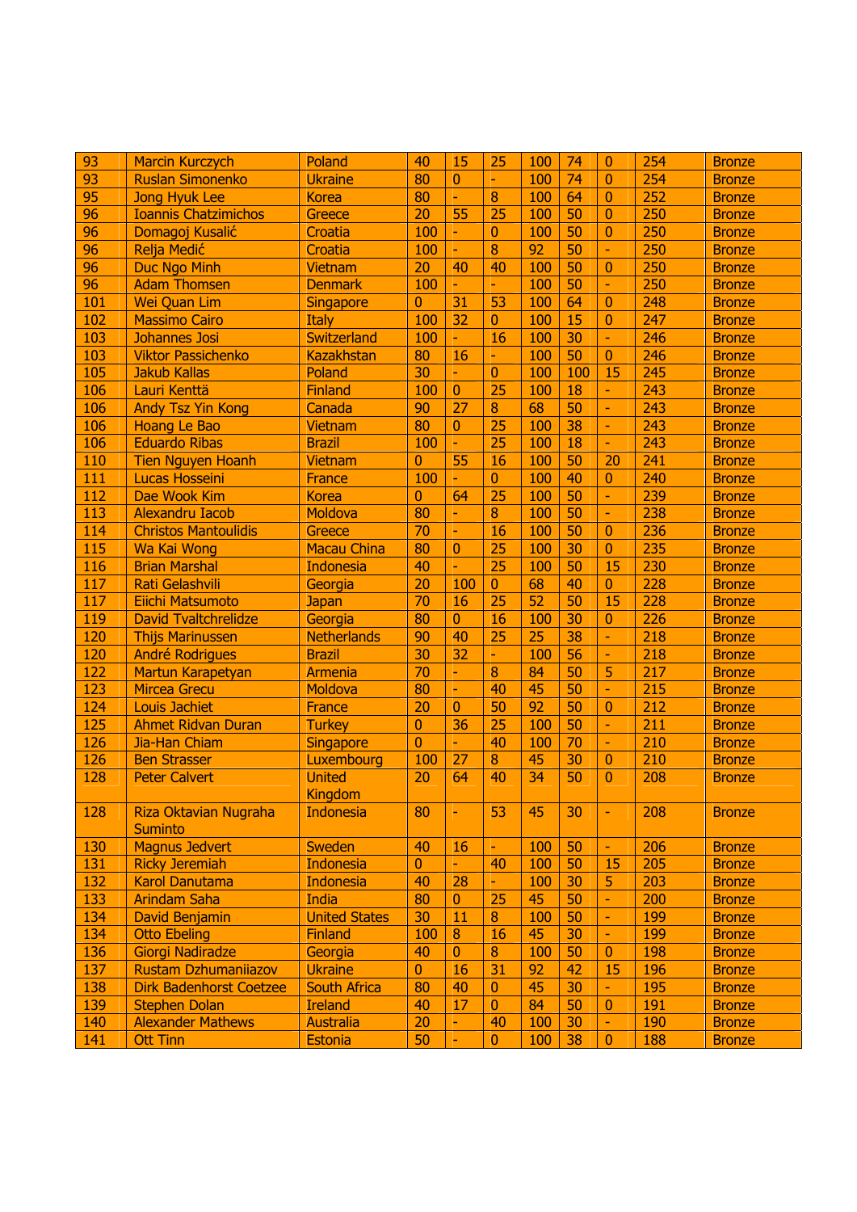| | | | | | | | | | | |
|---|---|---|---|---|---|---|---|---|---|---|
| 93 | Marcin Kurczych | Poland | 40 | 15 | 25 | 100 | 74 | 0 | 254 | Bronze |
| 93 | Ruslan Simonenko | Ukraine | 80 | 0 | - | 100 | 74 | 0 | 254 | Bronze |
| 95 | Jong Hyuk Lee | Korea | 80 | - | 8 | 100 | 64 | 0 | 252 | Bronze |
| 96 | Ioannis Chatzimichos | Greece | 20 | 55 | 25 | 100 | 50 | 0 | 250 | Bronze |
| 96 | Domagoj Kusalić | Croatia | 100 | - | 0 | 100 | 50 | 0 | 250 | Bronze |
| 96 | Relja Medić | Croatia | 100 | - | 8 | 92 | 50 | - | 250 | Bronze |
| 96 | Duc Ngo Minh | Vietnam | 20 | 40 | 40 | 100 | 50 | 0 | 250 | Bronze |
| 96 | Adam Thomsen | Denmark | 100 | - | - | 100 | 50 | - | 250 | Bronze |
| 101 | Wei Quan Lim | Singapore | 0 | 31 | 53 | 100 | 64 | 0 | 248 | Bronze |
| 102 | Massimo Cairo | Italy | 100 | 32 | 0 | 100 | 15 | 0 | 247 | Bronze |
| 103 | Johannes Josi | Switzerland | 100 | - | 16 | 100 | 30 | - | 246 | Bronze |
| 103 | Viktor Passichenko | Kazakhstan | 80 | 16 | - | 100 | 50 | 0 | 246 | Bronze |
| 105 | Jakub Kallas | Poland | 30 | - | 0 | 100 | 100 | 15 | 245 | Bronze |
| 106 | Lauri Kenttä | Finland | 100 | 0 | 25 | 100 | 18 | - | 243 | Bronze |
| 106 | Andy Tsz Yin Kong | Canada | 90 | 27 | 8 | 68 | 50 | - | 243 | Bronze |
| 106 | Hoang Le Bao | Vietnam | 80 | 0 | 25 | 100 | 38 | - | 243 | Bronze |
| 106 | Eduardo Ribas | Brazil | 100 | - | 25 | 100 | 18 | - | 243 | Bronze |
| 110 | Tien Nguyen Hoanh | Vietnam | 0 | 55 | 16 | 100 | 50 | 20 | 241 | Bronze |
| 111 | Lucas Hosseini | France | 100 | - | 0 | 100 | 40 | 0 | 240 | Bronze |
| 112 | Dae Wook Kim | Korea | 0 | 64 | 25 | 100 | 50 | - | 239 | Bronze |
| 113 | Alexandru Iacob | Moldova | 80 | - | 8 | 100 | 50 | - | 238 | Bronze |
| 114 | Christos Mantoulidis | Greece | 70 | - | 16 | 100 | 50 | 0 | 236 | Bronze |
| 115 | Wa Kai Wong | Macau China | 80 | 0 | 25 | 100 | 30 | 0 | 235 | Bronze |
| 116 | Brian Marshal | Indonesia | 40 | - | 25 | 100 | 50 | 15 | 230 | Bronze |
| 117 | Rati Gelashvili | Georgia | 20 | 100 | 0 | 68 | 40 | 0 | 228 | Bronze |
| 117 | Eiichi Matsumoto | Japan | 70 | 16 | 25 | 52 | 50 | 15 | 228 | Bronze |
| 119 | David Tvaltchrelidze | Georgia | 80 | 0 | 16 | 100 | 30 | 0 | 226 | Bronze |
| 120 | Thijs Marinussen | Netherlands | 90 | 40 | 25 | 25 | 38 | - | 218 | Bronze |
| 120 | André Rodrigues | Brazil | 30 | 32 | - | 100 | 56 | - | 218 | Bronze |
| 122 | Martun Karapetyan | Armenia | 70 | - | 8 | 84 | 50 | 5 | 217 | Bronze |
| 123 | Mircea Grecu | Moldova | 80 | - | 40 | 45 | 50 | - | 215 | Bronze |
| 124 | Louis Jachiet | France | 20 | 0 | 50 | 92 | 50 | 0 | 212 | Bronze |
| 125 | Ahmet Ridvan Duran | Turkey | 0 | 36 | 25 | 100 | 50 | - | 211 | Bronze |
| 126 | Jia-Han Chiam | Singapore | 0 | - | 40 | 100 | 70 | - | 210 | Bronze |
| 126 | Ben Strasser | Luxembourg | 100 | 27 | 8 | 45 | 30 | 0 | 210 | Bronze |
| 128 | Peter Calvert | United Kingdom | 20 | 64 | 40 | 34 | 50 | 0 | 208 | Bronze |
| 128 | Riza Oktavian Nugraha Suminto | Indonesia | 80 | - | 53 | 45 | 30 | - | 208 | Bronze |
| 130 | Magnus Jedvert | Sweden | 40 | 16 | - | 100 | 50 | - | 206 | Bronze |
| 131 | Ricky Jeremiah | Indonesia | 0 | - | 40 | 100 | 50 | 15 | 205 | Bronze |
| 132 | Karol Danutama | Indonesia | 40 | 28 | - | 100 | 30 | 5 | 203 | Bronze |
| 133 | Arindam Saha | India | 80 | 0 | 25 | 45 | 50 | - | 200 | Bronze |
| 134 | David Benjamin | United States | 30 | 11 | 8 | 100 | 50 | - | 199 | Bronze |
| 134 | Otto Ebeling | Finland | 100 | 8 | 16 | 45 | 30 | - | 199 | Bronze |
| 136 | Giorgi Nadiradze | Georgia | 40 | 0 | 8 | 100 | 50 | 0 | 198 | Bronze |
| 137 | Rustam Dzhumaniiazov | Ukraine | 0 | 16 | 31 | 92 | 42 | 15 | 196 | Bronze |
| 138 | Dirk Badenhorst Coetzee | South Africa | 80 | 40 | 0 | 45 | 30 | - | 195 | Bronze |
| 139 | Stephen Dolan | Ireland | 40 | 17 | 0 | 84 | 50 | 0 | 191 | Bronze |
| 140 | Alexander Mathews | Australia | 20 | - | 40 | 100 | 30 | - | 190 | Bronze |
| 141 | Ott Tinn | Estonia | 50 | - | 0 | 100 | 38 | 0 | 188 | Bronze |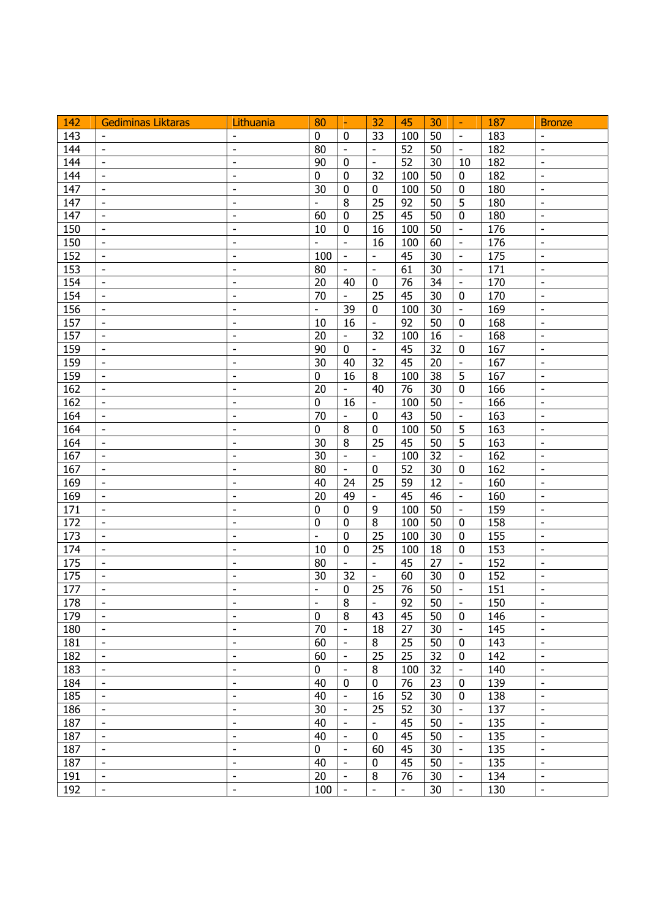| 142 | Gediminas Liktaras | Lithuania | 80 | - | 32 | 45 | 30 | - | 187 | Bronze |
|---|---|---|---|---|---|---|---|---|---|---|
| 143 | - | - | 0 | 0 | 33 | 100 | 50 | - | 183 | - |
| 144 | - | - | 80 | - | - | 52 | 50 | - | 182 | - |
| 144 | - | - | 90 | 0 | - | 52 | 30 | 10 | 182 | - |
| 144 | - | - | 0 | 0 | 32 | 100 | 50 | 0 | 182 | - |
| 147 | - | - | 30 | 0 | 0 | 100 | 50 | 0 | 180 | - |
| 147 | - | - | - | 8 | 25 | 92 | 50 | 5 | 180 | - |
| 147 | - | - | 60 | 0 | 25 | 45 | 50 | 0 | 180 | - |
| 150 | - | - | 10 | 0 | 16 | 100 | 50 | - | 176 | - |
| 150 | - | - | - | - | 16 | 100 | 60 | - | 176 | - |
| 152 | - | - | 100 | - | - | 45 | 30 | - | 175 | - |
| 153 | - | - | 80 | - | - | 61 | 30 | - | 171 | - |
| 154 | - | - | 20 | 40 | 0 | 76 | 34 | - | 170 | - |
| 154 | - | - | 70 | - | 25 | 45 | 30 | 0 | 170 | - |
| 156 | - | - | - | 39 | 0 | 100 | 30 | - | 169 | - |
| 157 | - | - | 10 | 16 | - | 92 | 50 | 0 | 168 | - |
| 157 | - | - | 20 | - | 32 | 100 | 16 | - | 168 | - |
| 159 | - | - | 90 | 0 | - | 45 | 32 | 0 | 167 | - |
| 159 | - | - | 30 | 40 | 32 | 45 | 20 | - | 167 | - |
| 159 | - | - | 0 | 16 | 8 | 100 | 38 | 5 | 167 | - |
| 162 | - | - | 20 | - | 40 | 76 | 30 | 0 | 166 | - |
| 162 | - | - | 0 | 16 | - | 100 | 50 | - | 166 | - |
| 164 | - | - | 70 | - | 0 | 43 | 50 | - | 163 | - |
| 164 | - | - | 0 | 8 | 0 | 100 | 50 | 5 | 163 | - |
| 164 | - | - | 30 | 8 | 25 | 45 | 50 | 5 | 163 | - |
| 167 | - | - | 30 | - | - | 100 | 32 | - | 162 | - |
| 167 | - | - | 80 | - | 0 | 52 | 30 | 0 | 162 | - |
| 169 | - | - | 40 | 24 | 25 | 59 | 12 | - | 160 | - |
| 169 | - | - | 20 | 49 | - | 45 | 46 | - | 160 | - |
| 171 | - | - | 0 | 0 | 9 | 100 | 50 | - | 159 | - |
| 172 | - | - | 0 | 0 | 8 | 100 | 50 | 0 | 158 | - |
| 173 | - | - | - | 0 | 25 | 100 | 30 | 0 | 155 | - |
| 174 | - | - | 10 | 0 | 25 | 100 | 18 | 0 | 153 | - |
| 175 | - | - | 80 | - | - | 45 | 27 | - | 152 | - |
| 175 | - | - | 30 | 32 | - | 60 | 30 | 0 | 152 | - |
| 177 | - | - | - | 0 | 25 | 76 | 50 | - | 151 | - |
| 178 | - | - | - | 8 | - | 92 | 50 | - | 150 | - |
| 179 | - | - | 0 | 8 | 43 | 45 | 50 | 0 | 146 | - |
| 180 | - | - | 70 | - | 18 | 27 | 30 | - | 145 | - |
| 181 | - | - | 60 | - | 8 | 25 | 50 | 0 | 143 | - |
| 182 | - | - | 60 | - | 25 | 25 | 32 | 0 | 142 | - |
| 183 | - | - | 0 | - | 8 | 100 | 32 | - | 140 | - |
| 184 | - | - | 40 | 0 | 0 | 76 | 23 | 0 | 139 | - |
| 185 | - | - | 40 | - | 16 | 52 | 30 | 0 | 138 | - |
| 186 | - | - | 30 | - | 25 | 52 | 30 | - | 137 | - |
| 187 | - | - | 40 | - | - | 45 | 50 | - | 135 | - |
| 187 | - | - | 40 | - | 0 | 45 | 50 | - | 135 | - |
| 187 | - | - | 0 | - | 60 | 45 | 30 | - | 135 | - |
| 187 | - | - | 40 | - | 0 | 45 | 50 | - | 135 | - |
| 191 | - | - | 20 | - | 8 | 76 | 30 | - | 134 | - |
| 192 | - | - | 100 | - | - | - | 30 | - | 130 | - |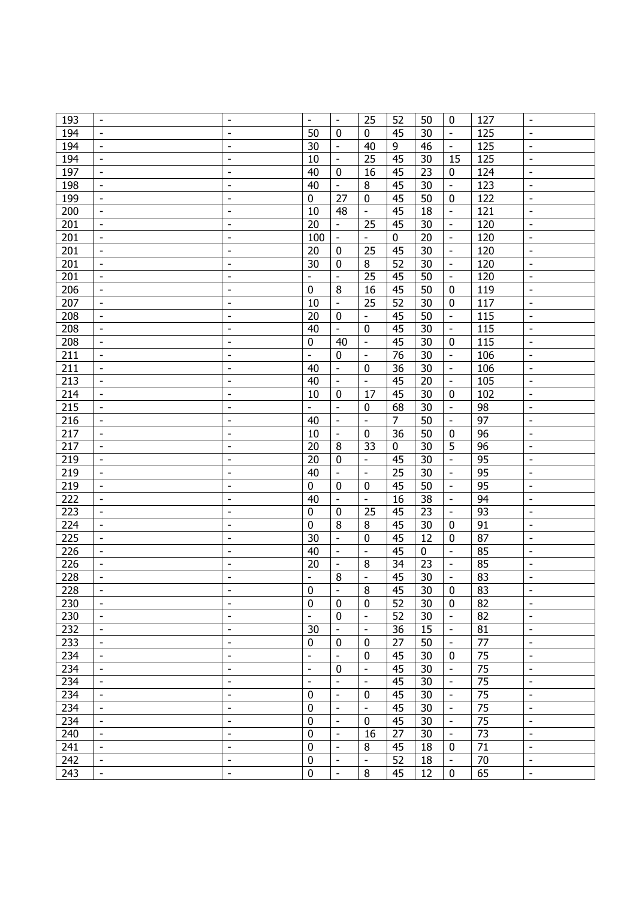| | | | | | | | | | | |
|---|---|---|---|---|---|---|---|---|---|---|
| 193 | - | - | - | - | 25 | 52 | 50 | 0 | 127 | - |
| 194 | - | - | 50 | 0 | 0 | 45 | 30 | - | 125 | - |
| 194 | - | - | 30 | - | 40 | 9 | 46 | - | 125 | - |
| 194 | - | - | 10 | - | 25 | 45 | 30 | 15 | 125 | - |
| 197 | - | - | 40 | 0 | 16 | 45 | 23 | 0 | 124 | - |
| 198 | - | - | 40 | - | 8 | 45 | 30 | - | 123 | - |
| 199 | - | - | 0 | 27 | 0 | 45 | 50 | 0 | 122 | - |
| 200 | - | - | 10 | 48 | - | 45 | 18 | - | 121 | - |
| 201 | - | - | 20 | - | 25 | 45 | 30 | - | 120 | - |
| 201 | - | - | 100 | - | - | 0 | 20 | - | 120 | - |
| 201 | - | - | 20 | 0 | 25 | 45 | 30 | - | 120 | - |
| 201 | - | - | 30 | 0 | 8 | 52 | 30 | - | 120 | - |
| 201 | - | - | - | - | 25 | 45 | 50 | - | 120 | - |
| 206 | - | - | 0 | 8 | 16 | 45 | 50 | 0 | 119 | - |
| 207 | - | - | 10 | - | 25 | 52 | 30 | 0 | 117 | - |
| 208 | - | - | 20 | 0 | - | 45 | 50 | - | 115 | - |
| 208 | - | - | 40 | - | 0 | 45 | 30 | - | 115 | - |
| 208 | - | - | 0 | 40 | - | 45 | 30 | 0 | 115 | - |
| 211 | - | - | - | 0 | - | 76 | 30 | - | 106 | - |
| 211 | - | - | 40 | - | 0 | 36 | 30 | - | 106 | - |
| 213 | - | - | 40 | - | - | 45 | 20 | - | 105 | - |
| 214 | - | - | 10 | 0 | 17 | 45 | 30 | 0 | 102 | - |
| 215 | - | - | - | - | 0 | 68 | 30 | - | 98 | - |
| 216 | - | - | 40 | - | - | 7 | 50 | - | 97 | - |
| 217 | - | - | 10 | - | 0 | 36 | 50 | 0 | 96 | - |
| 217 | - | - | 20 | 8 | 33 | 0 | 30 | 5 | 96 | - |
| 219 | - | - | 20 | 0 | - | 45 | 30 | - | 95 | - |
| 219 | - | - | 40 | - | - | 25 | 30 | - | 95 | - |
| 219 | - | - | 0 | 0 | 0 | 45 | 50 | - | 95 | - |
| 222 | - | - | 40 | - | - | 16 | 38 | - | 94 | - |
| 223 | - | - | 0 | 0 | 25 | 45 | 23 | - | 93 | - |
| 224 | - | - | 0 | 8 | 8 | 45 | 30 | 0 | 91 | - |
| 225 | - | - | 30 | - | 0 | 45 | 12 | 0 | 87 | - |
| 226 | - | - | 40 | - | - | 45 | 0 | - | 85 | - |
| 226 | - | - | 20 | - | 8 | 34 | 23 | - | 85 | - |
| 228 | - | - | - | 8 | - | 45 | 30 | - | 83 | - |
| 228 | - | - | 0 | - | 8 | 45 | 30 | 0 | 83 | - |
| 230 | - | - | 0 | 0 | 0 | 52 | 30 | 0 | 82 | - |
| 230 | - | - | - | 0 | - | 52 | 30 | - | 82 | - |
| 232 | - | - | 30 | - | - | 36 | 15 | - | 81 | - |
| 233 | - | - | 0 | 0 | 0 | 27 | 50 | - | 77 | - |
| 234 | - | - | - | - | 0 | 45 | 30 | 0 | 75 | - |
| 234 | - | - | - | 0 | - | 45 | 30 | - | 75 | - |
| 234 | - | - | - | - | - | 45 | 30 | - | 75 | - |
| 234 | - | - | 0 | - | 0 | 45 | 30 | - | 75 | - |
| 234 | - | - | 0 | - | - | 45 | 30 | - | 75 | - |
| 234 | - | - | 0 | - | 0 | 45 | 30 | - | 75 | - |
| 240 | - | - | 0 | - | 16 | 27 | 30 | - | 73 | - |
| 241 | - | - | 0 | - | 8 | 45 | 18 | 0 | 71 | - |
| 242 | - | - | 0 | - | - | 52 | 18 | - | 70 | - |
| 243 | - | - | 0 | - | 8 | 45 | 12 | 0 | 65 | - |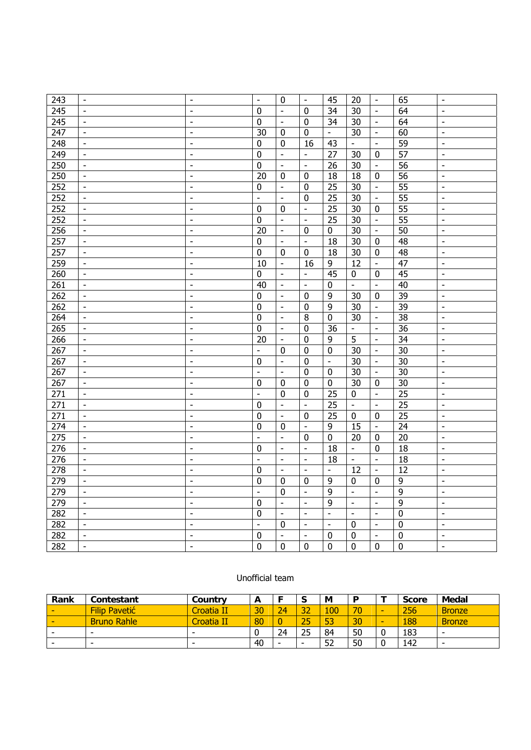| | | | | | | | | | | |
|---|---|---|---|---|---|---|---|---|---|---|
| 243 | - | - | - | 0 | - | 45 | 20 | - | 65 | - |
| 245 | - | - | 0 | - | 0 | 34 | 30 | - | 64 | - |
| 245 | - | - | 0 | - | 0 | 34 | 30 | - | 64 | - |
| 247 | - | - | 30 | 0 | 0 | - | 30 | - | 60 | - |
| 248 | - | - | 0 | 0 | 16 | 43 | - | - | 59 | - |
| 249 | - | - | 0 | - | - | 27 | 30 | 0 | 57 | - |
| 250 | - | - | 0 | - | - | 26 | 30 | - | 56 | - |
| 250 | - | - | 20 | 0 | 0 | 18 | 18 | 0 | 56 | - |
| 252 | - | - | 0 | - | 0 | 25 | 30 | - | 55 | - |
| 252 | - | - | - | - | 0 | 25 | 30 | - | 55 | - |
| 252 | - | - | 0 | 0 | - | 25 | 30 | 0 | 55 | - |
| 252 | - | - | 0 | - | - | 25 | 30 | - | 55 | - |
| 256 | - | - | 20 | - | 0 | 0 | 30 | - | 50 | - |
| 257 | - | - | 0 | - | - | 18 | 30 | 0 | 48 | - |
| 257 | - | - | 0 | 0 | 0 | 18 | 30 | 0 | 48 | - |
| 259 | - | - | 10 | - | 16 | 9 | 12 | - | 47 | - |
| 260 | - | - | 0 | - | - | 45 | 0 | 0 | 45 | - |
| 261 | - | - | 40 | - | - | 0 | - | - | 40 | - |
| 262 | - | - | 0 | - | 0 | 9 | 30 | 0 | 39 | - |
| 262 | - | - | 0 | - | 0 | 9 | 30 | - | 39 | - |
| 264 | - | - | 0 | - | 8 | 0 | 30 | - | 38 | - |
| 265 | - | - | 0 | - | 0 | 36 | - | - | 36 | - |
| 266 | - | - | 20 | - | 0 | 9 | 5 | - | 34 | - |
| 267 | - | - | - | 0 | 0 | 0 | 30 | - | 30 | - |
| 267 | - | - | 0 | - | 0 | - | 30 | - | 30 | - |
| 267 | - | - | - | - | 0 | 0 | 30 | - | 30 | - |
| 267 | - | - | 0 | 0 | 0 | 0 | 30 | 0 | 30 | - |
| 271 | - | - | - | 0 | 0 | 25 | 0 | - | 25 | - |
| 271 | - | - | 0 | - | - | 25 | - | - | 25 | - |
| 271 | - | - | 0 | - | 0 | 25 | 0 | 0 | 25 | - |
| 274 | - | - | 0 | 0 | - | 9 | 15 | - | 24 | - |
| 275 | - | - | - | - | 0 | 0 | 20 | 0 | 20 | - |
| 276 | - | - | 0 | - | - | 18 | - | 0 | 18 | - |
| 276 | - | - | - | - | - | 18 | - | - | 18 | - |
| 278 | - | - | 0 | - | - | - | 12 | - | 12 | - |
| 279 | - | - | 0 | 0 | 0 | 9 | 0 | 0 | 9 | - |
| 279 | - | - | - | 0 | - | 9 | - | - | 9 | - |
| 279 | - | - | 0 | - | - | 9 | - | - | 9 | - |
| 282 | - | - | 0 | - | - | - | - | - | 0 | - |
| 282 | - | - | - | 0 | - | - | 0 | - | 0 | - |
| 282 | - | - | 0 | - | - | 0 | 0 | - | 0 | - |
| 282 | - | - | 0 | 0 | 0 | 0 | 0 | 0 | 0 | - |

Unofficial team

| Rank | Contestant | Country | A | F | S | M | P | T | Score | Medal |
|---|---|---|---|---|---|---|---|---|---|---|
| - | Filip Pavetić | Croatia II | 30 | 24 | 32 | 100 | 70 | - | 256 | Bronze |
| - | Bruno Rahle | Croatia II | 80 | 0 | 25 | 53 | 30 | - | 188 | Bronze |
| - | - | - | 0 | 24 | 25 | 84 | 50 | 0 | 183 | - |
| - | - | - | 40 | - | - | 52 | 50 | 0 | 142 | - |